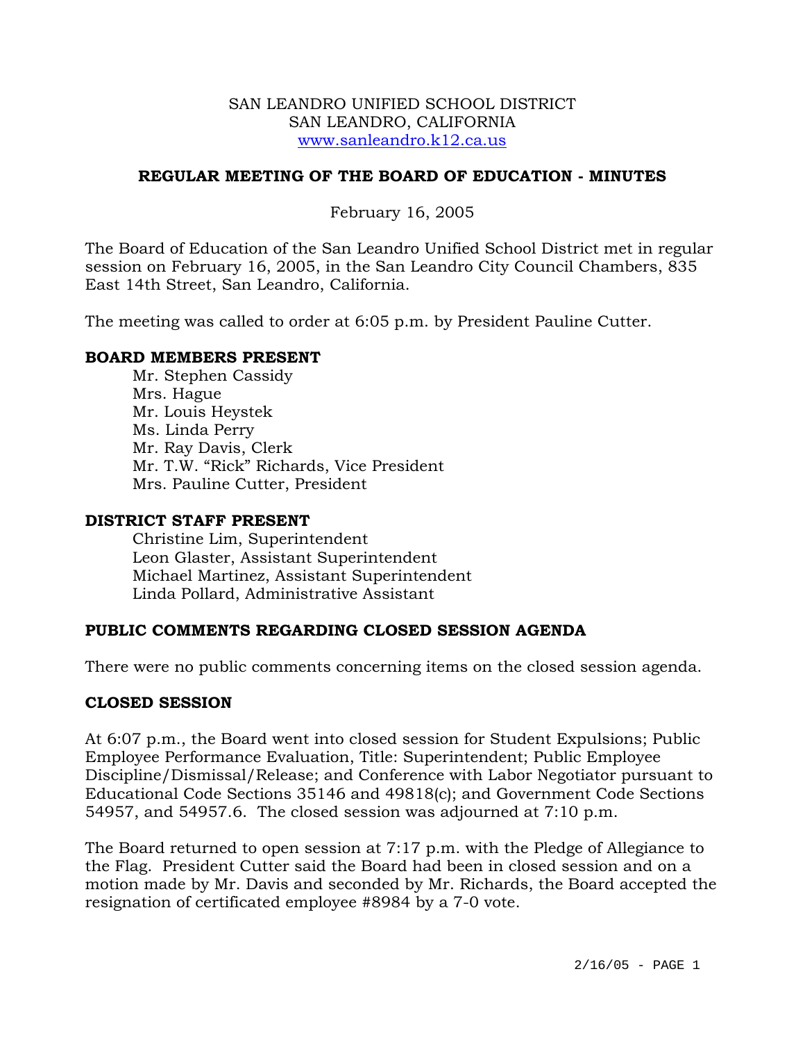SAN LEANDRO UNIFIED SCHOOL DISTRICT
SAN LEANDRO, CALIFORNIA
www.sanleandro.k12.ca.us

# REGULAR MEETING OF THE BOARD OF EDUCATION - MINUTES

February 16, 2005

The Board of Education of the San Leandro Unified School District met in regular session on February 16, 2005, in the San Leandro City Council Chambers, 835 East 14th Street, San Leandro, California.

The meeting was called to order at 6:05 p.m. by President Pauline Cutter.

## BOARD MEMBERS PRESENT

Mr. Stephen Cassidy
Mrs. Hague
Mr. Louis Heystek
Ms. Linda Perry
Mr. Ray Davis, Clerk
Mr. T.W. "Rick" Richards, Vice President
Mrs. Pauline Cutter, President

## DISTRICT STAFF PRESENT

Christine Lim, Superintendent
Leon Glaster, Assistant Superintendent
Michael Martinez, Assistant Superintendent
Linda Pollard, Administrative Assistant

## PUBLIC COMMENTS REGARDING CLOSED SESSION AGENDA

There were no public comments concerning items on the closed session agenda.

## CLOSED SESSION

At 6:07 p.m., the Board went into closed session for Student Expulsions; Public Employee Performance Evaluation, Title: Superintendent; Public Employee Discipline/Dismissal/Release; and Conference with Labor Negotiator pursuant to Educational Code Sections 35146 and 49818(c); and Government Code Sections 54957, and 54957.6. The closed session was adjourned at 7:10 p.m.

The Board returned to open session at 7:17 p.m. with the Pledge of Allegiance to the Flag. President Cutter said the Board had been in closed session and on a motion made by Mr. Davis and seconded by Mr. Richards, the Board accepted the resignation of certificated employee #8984 by a 7-0 vote.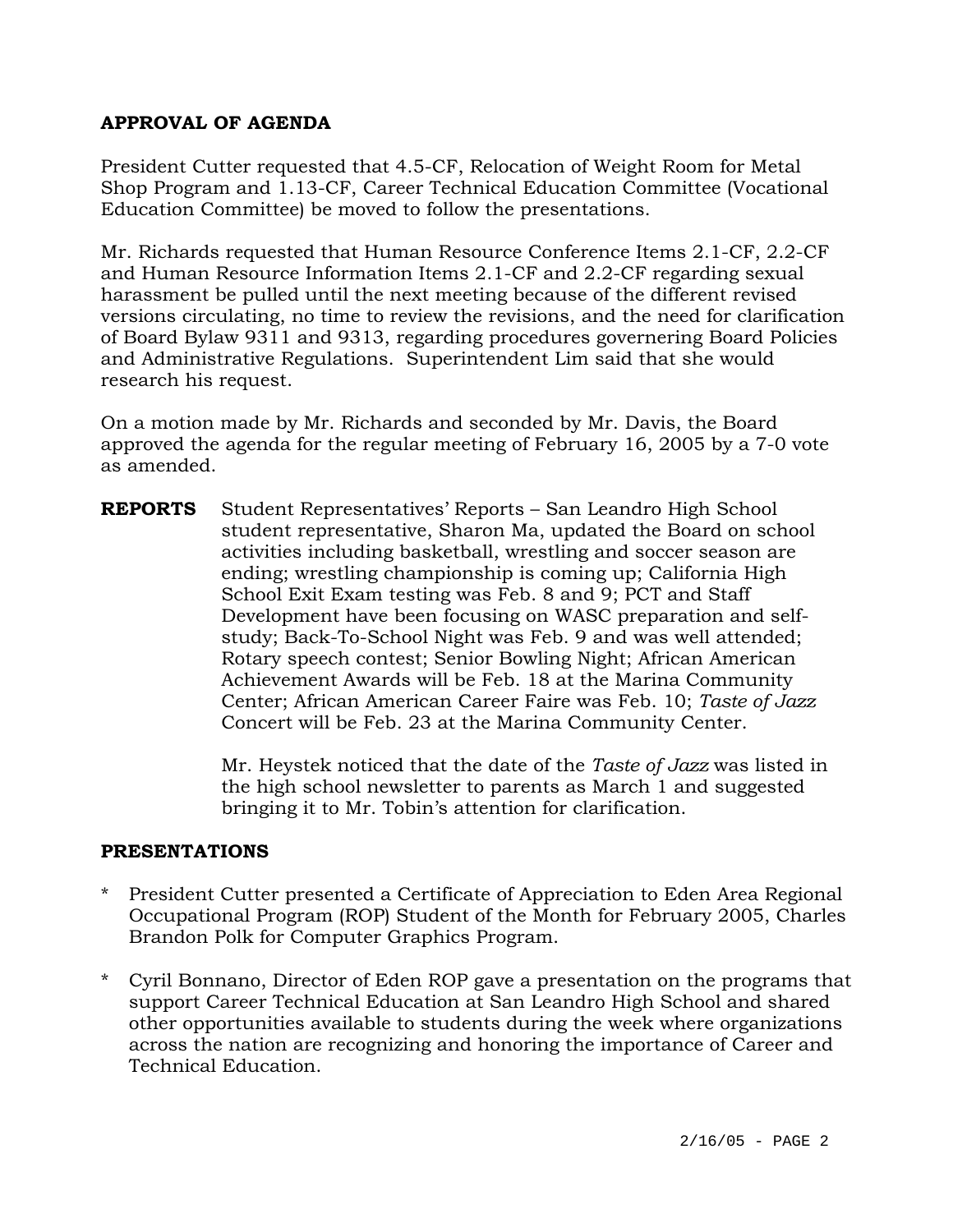**APPROVAL OF AGENDA**

President Cutter requested that 4.5-CF, Relocation of Weight Room for Metal Shop Program and 1.13-CF, Career Technical Education Committee (Vocational Education Committee) be moved to follow the presentations.

Mr. Richards requested that Human Resource Conference Items 2.1-CF, 2.2-CF and Human Resource Information Items 2.1-CF and 2.2-CF regarding sexual harassment be pulled until the next meeting because of the different revised versions circulating, no time to review the revisions, and the need for clarification of Board Bylaw 9311 and 9313, regarding procedures governering Board Policies and Administrative Regulations. Superintendent Lim said that she would research his request.

On a motion made by Mr. Richards and seconded by Mr. Davis, the Board approved the agenda for the regular meeting of February 16, 2005 by a 7-0 vote as amended.

**REPORTS** Student Representatives' Reports – San Leandro High School student representative, Sharon Ma, updated the Board on school activities including basketball, wrestling and soccer season are ending; wrestling championship is coming up; California High School Exit Exam testing was Feb. 8 and 9; PCT and Staff Development have been focusing on WASC preparation and self-study; Back-To-School Night was Feb. 9 and was well attended; Rotary speech contest; Senior Bowling Night; African American Achievement Awards will be Feb. 18 at the Marina Community Center; African American Career Faire was Feb. 10; *Taste of Jazz* Concert will be Feb. 23 at the Marina Community Center.

Mr. Heystek noticed that the date of the *Taste of Jazz* was listed in the high school newsletter to parents as March 1 and suggested bringing it to Mr. Tobin's attention for clarification.

**PRESENTATIONS**

* President Cutter presented a Certificate of Appreciation to Eden Area Regional Occupational Program (ROP) Student of the Month for February 2005, Charles Brandon Polk for Computer Graphics Program.
* Cyril Bonnano, Director of Eden ROP gave a presentation on the programs that support Career Technical Education at San Leandro High School and shared other opportunities available to students during the week where organizations across the nation are recognizing and honoring the importance of Career and Technical Education.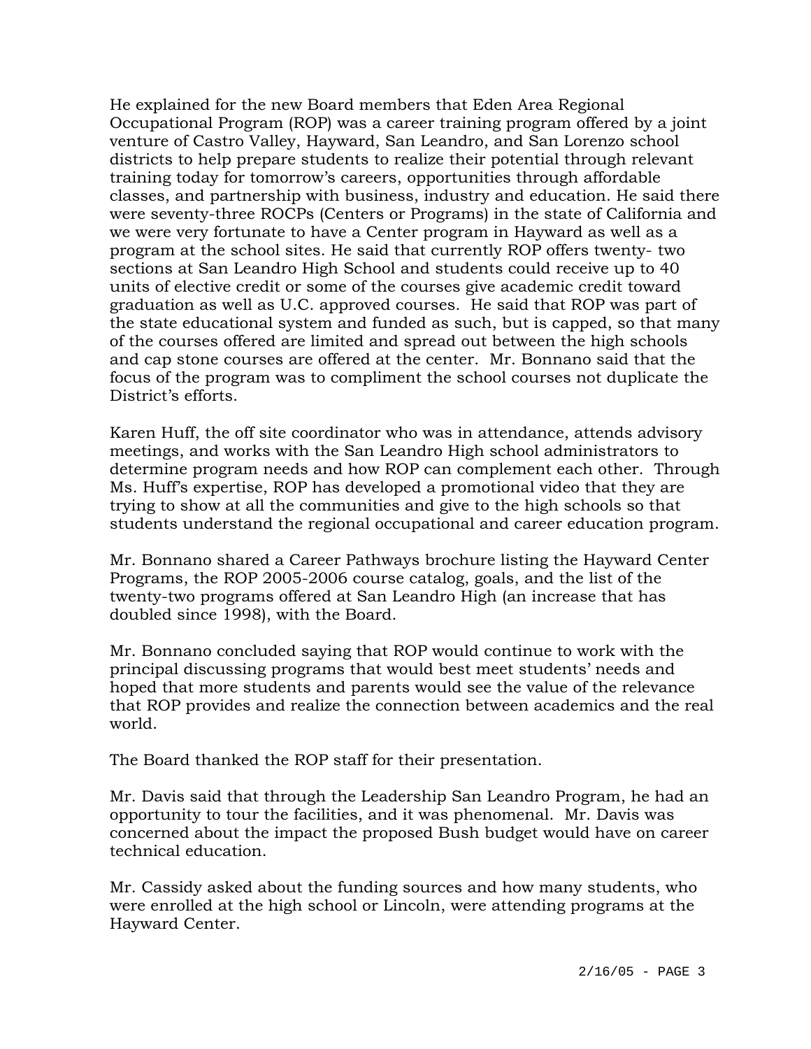He explained for the new Board members that Eden Area Regional Occupational Program (ROP) was a career training program offered by a joint venture of Castro Valley, Hayward, San Leandro, and San Lorenzo school districts to help prepare students to realize their potential through relevant training today for tomorrow's careers, opportunities through affordable classes, and partnership with business, industry and education. He said there were seventy-three ROCPs (Centers or Programs) in the state of California and we were very fortunate to have a Center program in Hayward as well as a program at the school sites. He said that currently ROP offers twenty- two sections at San Leandro High School and students could receive up to 40 units of elective credit or some of the courses give academic credit toward graduation as well as U.C. approved courses. He said that ROP was part of the state educational system and funded as such, but is capped, so that many of the courses offered are limited and spread out between the high schools and cap stone courses are offered at the center. Mr. Bonnano said that the focus of the program was to compliment the school courses not duplicate the District's efforts.

Karen Huff, the off site coordinator who was in attendance, attends advisory meetings, and works with the San Leandro High school administrators to determine program needs and how ROP can complement each other. Through Ms. Huff's expertise, ROP has developed a promotional video that they are trying to show at all the communities and give to the high schools so that students understand the regional occupational and career education program.

Mr. Bonnano shared a Career Pathways brochure listing the Hayward Center Programs, the ROP 2005-2006 course catalog, goals, and the list of the twenty-two programs offered at San Leandro High (an increase that has doubled since 1998), with the Board.

Mr. Bonnano concluded saying that ROP would continue to work with the principal discussing programs that would best meet students' needs and hoped that more students and parents would see the value of the relevance that ROP provides and realize the connection between academics and the real world.

The Board thanked the ROP staff for their presentation.

Mr. Davis said that through the Leadership San Leandro Program, he had an opportunity to tour the facilities, and it was phenomenal. Mr. Davis was concerned about the impact the proposed Bush budget would have on career technical education.

Mr. Cassidy asked about the funding sources and how many students, who were enrolled at the high school or Lincoln, were attending programs at the Hayward Center.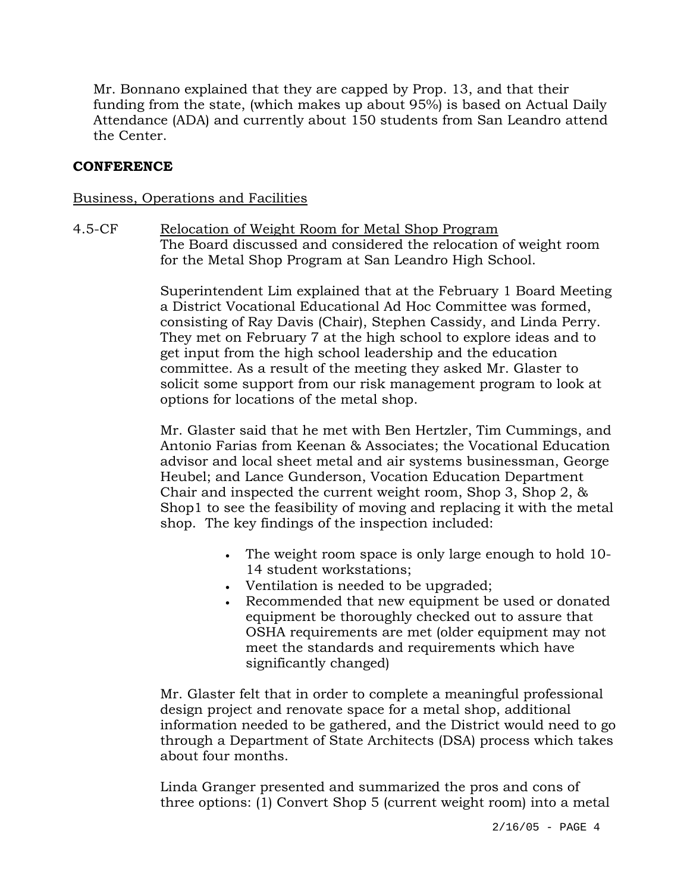Mr. Bonnano explained that they are capped by Prop. 13, and that their funding from the state, (which makes up about 95%) is based on Actual Daily Attendance (ADA) and currently about 150 students from San Leandro attend the Center.

**CONFERENCE**

Business, Operations and Facilities

4.5-CF Relocation of Weight Room for Metal Shop Program

The Board discussed and considered the relocation of weight room for the Metal Shop Program at San Leandro High School.

Superintendent Lim explained that at the February 1 Board Meeting a District Vocational Educational Ad Hoc Committee was formed, consisting of Ray Davis (Chair), Stephen Cassidy, and Linda Perry. They met on February 7 at the high school to explore ideas and to get input from the high school leadership and the education committee. As a result of the meeting they asked Mr. Glaster to solicit some support from our risk management program to look at options for locations of the metal shop.

Mr. Glaster said that he met with Ben Hertzler, Tim Cummings, and Antonio Farias from Keenan & Associates; the Vocational Education advisor and local sheet metal and air systems businessman, George Heubel; and Lance Gunderson, Vocation Education Department Chair and inspected the current weight room, Shop 3, Shop 2, & Shop1 to see the feasibility of moving and replacing it with the metal shop. The key findings of the inspection included:

- The weight room space is only large enough to hold 10-14 student workstations;
- Ventilation is needed to be upgraded;
- Recommended that new equipment be used or donated equipment be thoroughly checked out to assure that OSHA requirements are met (older equipment may not meet the standards and requirements which have significantly changed)

Mr. Glaster felt that in order to complete a meaningful professional design project and renovate space for a metal shop, additional information needed to be gathered, and the District would need to go through a Department of State Architects (DSA) process which takes about four months.

Linda Granger presented and summarized the pros and cons of three options: (1) Convert Shop 5 (current weight room) into a metal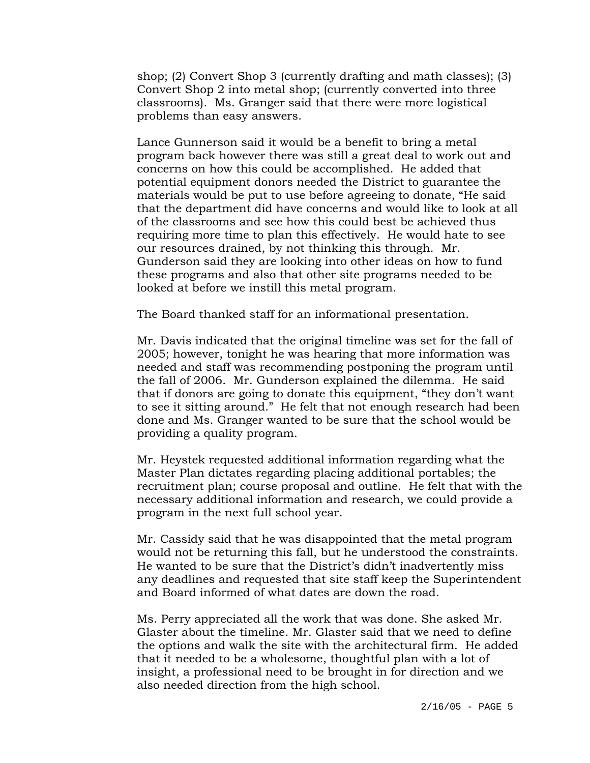shop; (2) Convert Shop 3 (currently drafting and math classes); (3) Convert Shop 2 into metal shop; (currently converted into three classrooms). Ms. Granger said that there were more logistical problems than easy answers.

Lance Gunnerson said it would be a benefit to bring a metal program back however there was still a great deal to work out and concerns on how this could be accomplished. He added that potential equipment donors needed the District to guarantee the materials would be put to use before agreeing to donate, "He said that the department did have concerns and would like to look at all of the classrooms and see how this could best be achieved thus requiring more time to plan this effectively. He would hate to see our resources drained, by not thinking this through. Mr. Gunderson said they are looking into other ideas on how to fund these programs and also that other site programs needed to be looked at before we instill this metal program.

The Board thanked staff for an informational presentation.

Mr. Davis indicated that the original timeline was set for the fall of 2005; however, tonight he was hearing that more information was needed and staff was recommending postponing the program until the fall of 2006. Mr. Gunderson explained the dilemma. He said that if donors are going to donate this equipment, "they don't want to see it sitting around." He felt that not enough research had been done and Ms. Granger wanted to be sure that the school would be providing a quality program.

Mr. Heystek requested additional information regarding what the Master Plan dictates regarding placing additional portables; the recruitment plan; course proposal and outline. He felt that with the necessary additional information and research, we could provide a program in the next full school year.

Mr. Cassidy said that he was disappointed that the metal program would not be returning this fall, but he understood the constraints. He wanted to be sure that the District's didn't inadvertently miss any deadlines and requested that site staff keep the Superintendent and Board informed of what dates are down the road.

Ms. Perry appreciated all the work that was done. She asked Mr. Glaster about the timeline. Mr. Glaster said that we need to define the options and walk the site with the architectural firm. He added that it needed to be a wholesome, thoughtful plan with a lot of insight, a professional need to be brought in for direction and we also needed direction from the high school.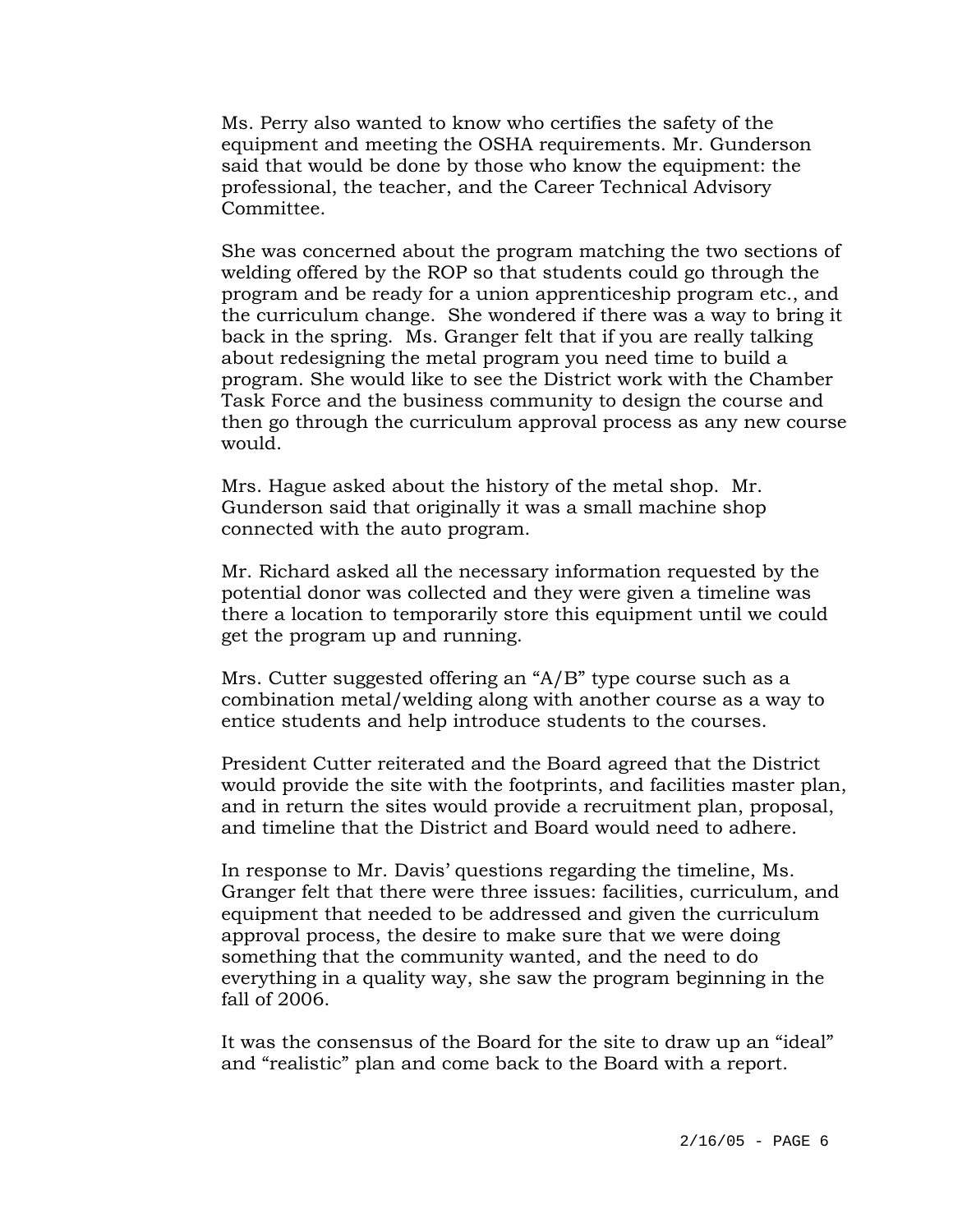Ms. Perry also wanted to know who certifies the safety of the equipment and meeting the OSHA requirements. Mr. Gunderson said that would be done by those who know the equipment: the professional, the teacher, and the Career Technical Advisory Committee.

She was concerned about the program matching the two sections of welding offered by the ROP so that students could go through the program and be ready for a union apprenticeship program etc., and the curriculum change. She wondered if there was a way to bring it back in the spring. Ms. Granger felt that if you are really talking about redesigning the metal program you need time to build a program. She would like to see the District work with the Chamber Task Force and the business community to design the course and then go through the curriculum approval process as any new course would.

Mrs. Hague asked about the history of the metal shop. Mr. Gunderson said that originally it was a small machine shop connected with the auto program.

Mr. Richard asked all the necessary information requested by the potential donor was collected and they were given a timeline was there a location to temporarily store this equipment until we could get the program up and running.

Mrs. Cutter suggested offering an "A/B" type course such as a combination metal/welding along with another course as a way to entice students and help introduce students to the courses.

President Cutter reiterated and the Board agreed that the District would provide the site with the footprints, and facilities master plan, and in return the sites would provide a recruitment plan, proposal, and timeline that the District and Board would need to adhere.

In response to Mr. Davis' questions regarding the timeline, Ms. Granger felt that there were three issues: facilities, curriculum, and equipment that needed to be addressed and given the curriculum approval process, the desire to make sure that we were doing something that the community wanted, and the need to do everything in a quality way, she saw the program beginning in the fall of 2006.

It was the consensus of the Board for the site to draw up an "ideal" and "realistic" plan and come back to the Board with a report.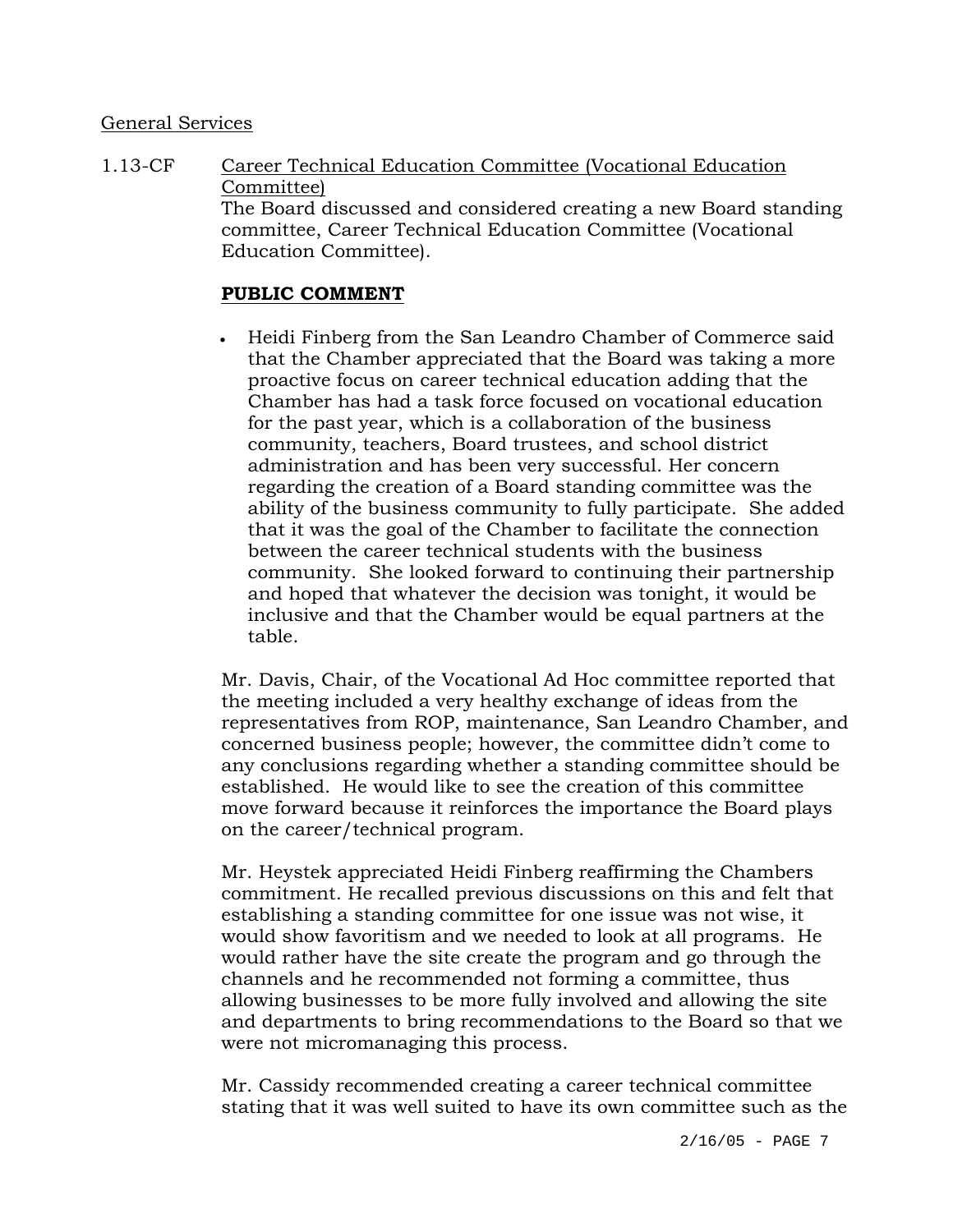General Services

1.13-CF Career Technical Education Committee (Vocational Education Committee)

The Board discussed and considered creating a new Board standing committee, Career Technical Education Committee (Vocational Education Committee).

**PUBLIC COMMENT**

- Heidi Finberg from the San Leandro Chamber of Commerce said that the Chamber appreciated that the Board was taking a more proactive focus on career technical education adding that the Chamber has had a task force focused on vocational education for the past year, which is a collaboration of the business community, teachers, Board trustees, and school district administration and has been very successful. Her concern regarding the creation of a Board standing committee was the ability of the business community to fully participate. She added that it was the goal of the Chamber to facilitate the connection between the career technical students with the business community. She looked forward to continuing their partnership and hoped that whatever the decision was tonight, it would be inclusive and that the Chamber would be equal partners at the table.

Mr. Davis, Chair, of the Vocational Ad Hoc committee reported that the meeting included a very healthy exchange of ideas from the representatives from ROP, maintenance, San Leandro Chamber, and concerned business people; however, the committee didn't come to any conclusions regarding whether a standing committee should be established. He would like to see the creation of this committee move forward because it reinforces the importance the Board plays on the career/technical program.

Mr. Heystek appreciated Heidi Finberg reaffirming the Chambers commitment. He recalled previous discussions on this and felt that establishing a standing committee for one issue was not wise, it would show favoritism and we needed to look at all programs. He would rather have the site create the program and go through the channels and he recommended not forming a committee, thus allowing businesses to be more fully involved and allowing the site and departments to bring recommendations to the Board so that we were not micromanaging this process.

Mr. Cassidy recommended creating a career technical committee stating that it was well suited to have its own committee such as the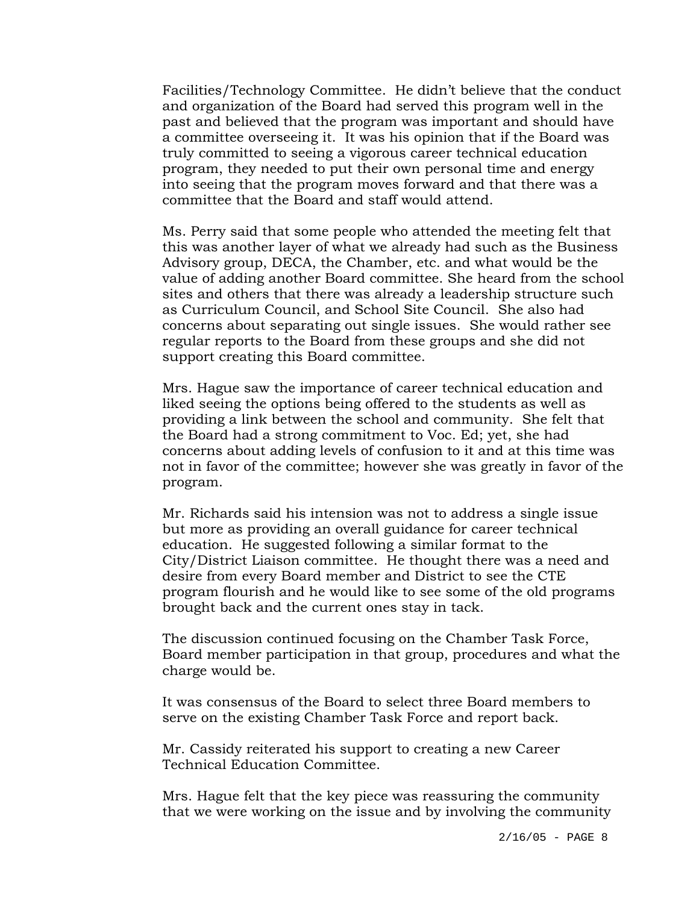Facilities/Technology Committee. He didn't believe that the conduct and organization of the Board had served this program well in the past and believed that the program was important and should have a committee overseeing it. It was his opinion that if the Board was truly committed to seeing a vigorous career technical education program, they needed to put their own personal time and energy into seeing that the program moves forward and that there was a committee that the Board and staff would attend.

Ms. Perry said that some people who attended the meeting felt that this was another layer of what we already had such as the Business Advisory group, DECA, the Chamber, etc. and what would be the value of adding another Board committee. She heard from the school sites and others that there was already a leadership structure such as Curriculum Council, and School Site Council. She also had concerns about separating out single issues. She would rather see regular reports to the Board from these groups and she did not support creating this Board committee.

Mrs. Hague saw the importance of career technical education and liked seeing the options being offered to the students as well as providing a link between the school and community. She felt that the Board had a strong commitment to Voc. Ed; yet, she had concerns about adding levels of confusion to it and at this time was not in favor of the committee; however she was greatly in favor of the program.

Mr. Richards said his intension was not to address a single issue but more as providing an overall guidance for career technical education. He suggested following a similar format to the City/District Liaison committee. He thought there was a need and desire from every Board member and District to see the CTE program flourish and he would like to see some of the old programs brought back and the current ones stay in tack.

The discussion continued focusing on the Chamber Task Force, Board member participation in that group, procedures and what the charge would be.

It was consensus of the Board to select three Board members to serve on the existing Chamber Task Force and report back.

Mr. Cassidy reiterated his support to creating a new Career Technical Education Committee.

Mrs. Hague felt that the key piece was reassuring the community that we were working on the issue and by involving the community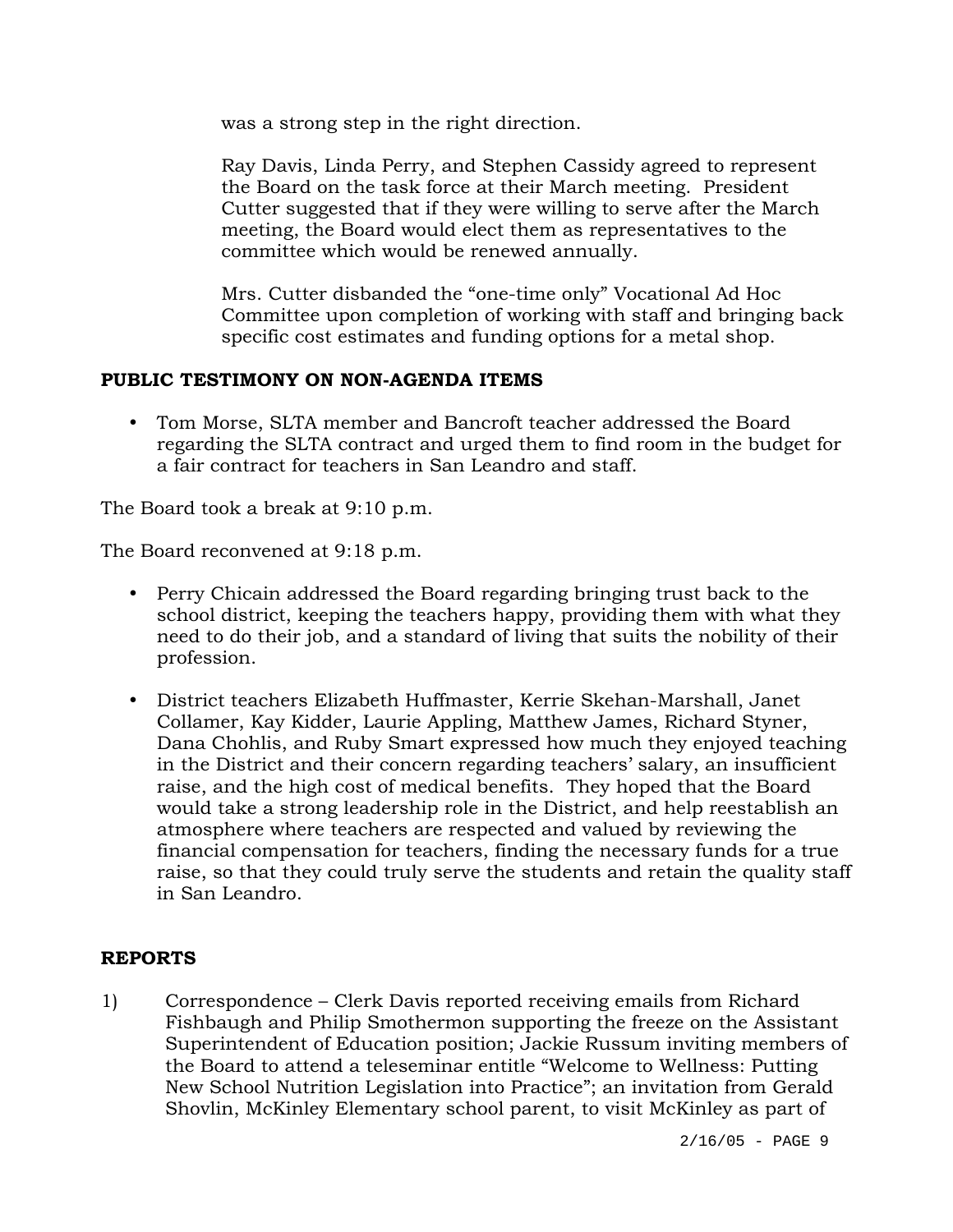was a strong step in the right direction.

Ray Davis, Linda Perry, and Stephen Cassidy agreed to represent the Board on the task force at their March meeting. President Cutter suggested that if they were willing to serve after the March meeting, the Board would elect them as representatives to the committee which would be renewed annually.

Mrs. Cutter disbanded the "one-time only" Vocational Ad Hoc Committee upon completion of working with staff and bringing back specific cost estimates and funding options for a metal shop.

## PUBLIC TESTIMONY ON NON-AGENDA ITEMS

- Tom Morse, SLTA member and Bancroft teacher addressed the Board regarding the SLTA contract and urged them to find room in the budget for a fair contract for teachers in San Leandro and staff.

The Board took a break at 9:10 p.m.

The Board reconvened at 9:18 p.m.

- Perry Chicain addressed the Board regarding bringing trust back to the school district, keeping the teachers happy, providing them with what they need to do their job, and a standard of living that suits the nobility of their profession.

- District teachers Elizabeth Huffmaster, Kerrie Skehan-Marshall, Janet Collamer, Kay Kidder, Laurie Appling, Matthew James, Richard Styner, Dana Chohlis, and Ruby Smart expressed how much they enjoyed teaching in the District and their concern regarding teachers' salary, an insufficient raise, and the high cost of medical benefits. They hoped that the Board would take a strong leadership role in the District, and help reestablish an atmosphere where teachers are respected and valued by reviewing the financial compensation for teachers, finding the necessary funds for a true raise, so that they could truly serve the students and retain the quality staff in San Leandro.

## REPORTS

1) Correspondence – Clerk Davis reported receiving emails from Richard Fishbaugh and Philip Smothermon supporting the freeze on the Assistant Superintendent of Education position; Jackie Russum inviting members of the Board to attend a teleseminar entitle "Welcome to Wellness: Putting New School Nutrition Legislation into Practice"; an invitation from Gerald Shovlin, McKinley Elementary school parent, to visit McKinley as part of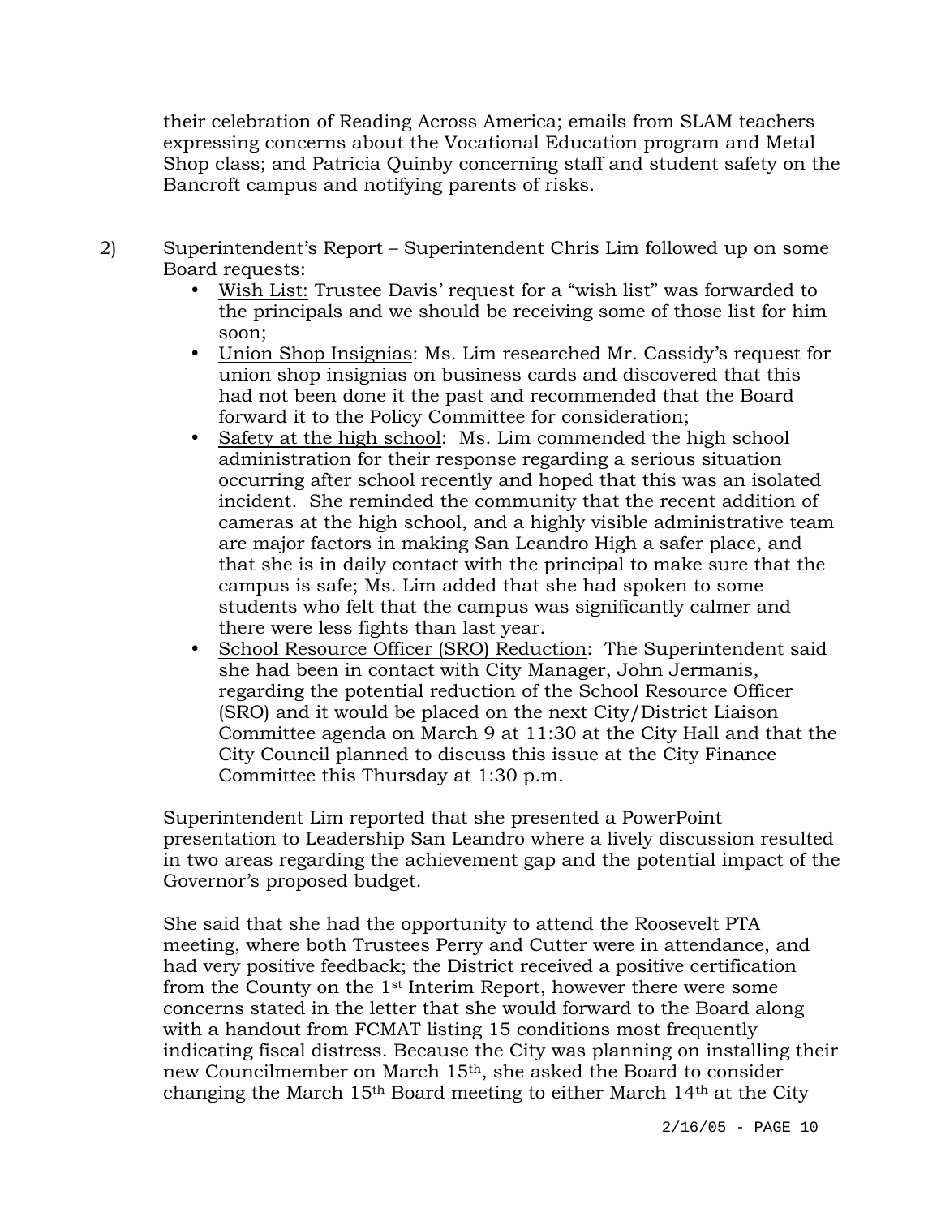their celebration of Reading Across America; emails from SLAM teachers expressing concerns about the Vocational Education program and Metal Shop class; and Patricia Quinby concerning staff and student safety on the Bancroft campus and notifying parents of risks.

2) Superintendent's Report – Superintendent Chris Lim followed up on some Board requests:

- Wish List: Trustee Davis' request for a "wish list" was forwarded to the principals and we should be receiving some of those list for him soon;
- Union Shop Insignias: Ms. Lim researched Mr. Cassidy's request for union shop insignias on business cards and discovered that this had not been done it the past and recommended that the Board forward it to the Policy Committee for consideration;
- Safety at the high school: Ms. Lim commended the high school administration for their response regarding a serious situation occurring after school recently and hoped that this was an isolated incident. She reminded the community that the recent addition of cameras at the high school, and a highly visible administrative team are major factors in making San Leandro High a safer place, and that she is in daily contact with the principal to make sure that the campus is safe; Ms. Lim added that she had spoken to some students who felt that the campus was significantly calmer and there were less fights than last year.
- School Resource Officer (SRO) Reduction: The Superintendent said she had been in contact with City Manager, John Jermanis, regarding the potential reduction of the School Resource Officer (SRO) and it would be placed on the next City/District Liaison Committee agenda on March 9 at 11:30 at the City Hall and that the City Council planned to discuss this issue at the City Finance Committee this Thursday at 1:30 p.m.

Superintendent Lim reported that she presented a PowerPoint presentation to Leadership San Leandro where a lively discussion resulted in two areas regarding the achievement gap and the potential impact of the Governor's proposed budget.

She said that she had the opportunity to attend the Roosevelt PTA meeting, where both Trustees Perry and Cutter were in attendance, and had very positive feedback; the District received a positive certification from the County on the 1st Interim Report, however there were some concerns stated in the letter that she would forward to the Board along with a handout from FCMAT listing 15 conditions most frequently indicating fiscal distress. Because the City was planning on installing their new Councilmember on March 15th, she asked the Board to consider changing the March 15th Board meeting to either March 14th at the City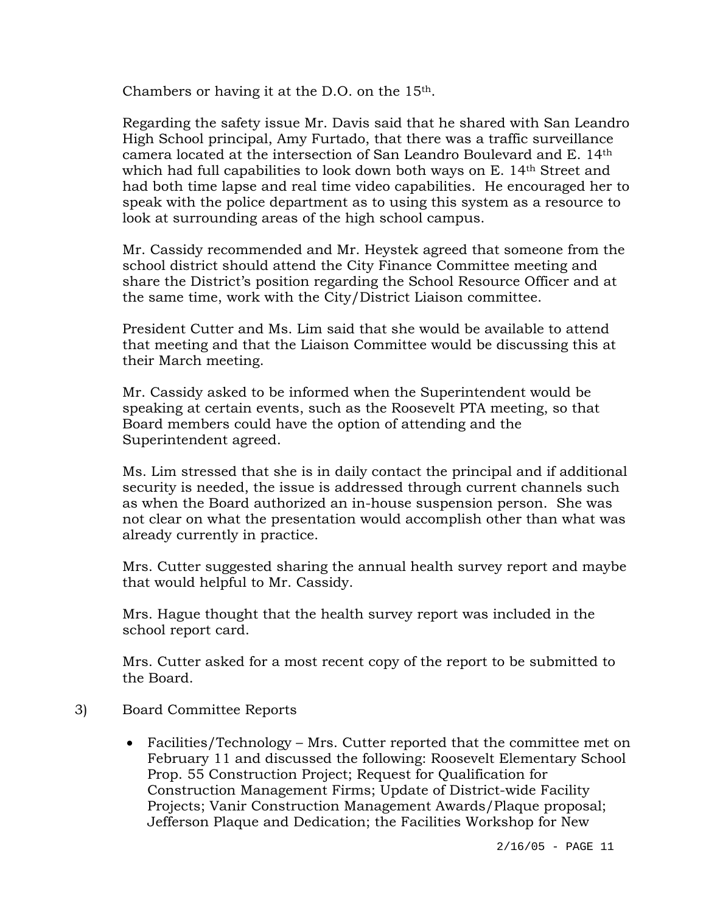Chambers or having it at the D.O. on the 15th.

Regarding the safety issue Mr. Davis said that he shared with San Leandro High School principal, Amy Furtado, that there was a traffic surveillance camera located at the intersection of San Leandro Boulevard and E. 14th which had full capabilities to look down both ways on E. 14th Street and had both time lapse and real time video capabilities. He encouraged her to speak with the police department as to using this system as a resource to look at surrounding areas of the high school campus.

Mr. Cassidy recommended and Mr. Heystek agreed that someone from the school district should attend the City Finance Committee meeting and share the District's position regarding the School Resource Officer and at the same time, work with the City/District Liaison committee.

President Cutter and Ms. Lim said that she would be available to attend that meeting and that the Liaison Committee would be discussing this at their March meeting.

Mr. Cassidy asked to be informed when the Superintendent would be speaking at certain events, such as the Roosevelt PTA meeting, so that Board members could have the option of attending and the Superintendent agreed.

Ms. Lim stressed that she is in daily contact the principal and if additional security is needed, the issue is addressed through current channels such as when the Board authorized an in-house suspension person. She was not clear on what the presentation would accomplish other than what was already currently in practice.

Mrs. Cutter suggested sharing the annual health survey report and maybe that would helpful to Mr. Cassidy.

Mrs. Hague thought that the health survey report was included in the school report card.

Mrs. Cutter asked for a most recent copy of the report to be submitted to the Board.

3) Board Committee Reports

- Facilities/Technology – Mrs. Cutter reported that the committee met on February 11 and discussed the following: Roosevelt Elementary School Prop. 55 Construction Project; Request for Qualification for Construction Management Firms; Update of District-wide Facility Projects; Vanir Construction Management Awards/Plaque proposal; Jefferson Plaque and Dedication; the Facilities Workshop for New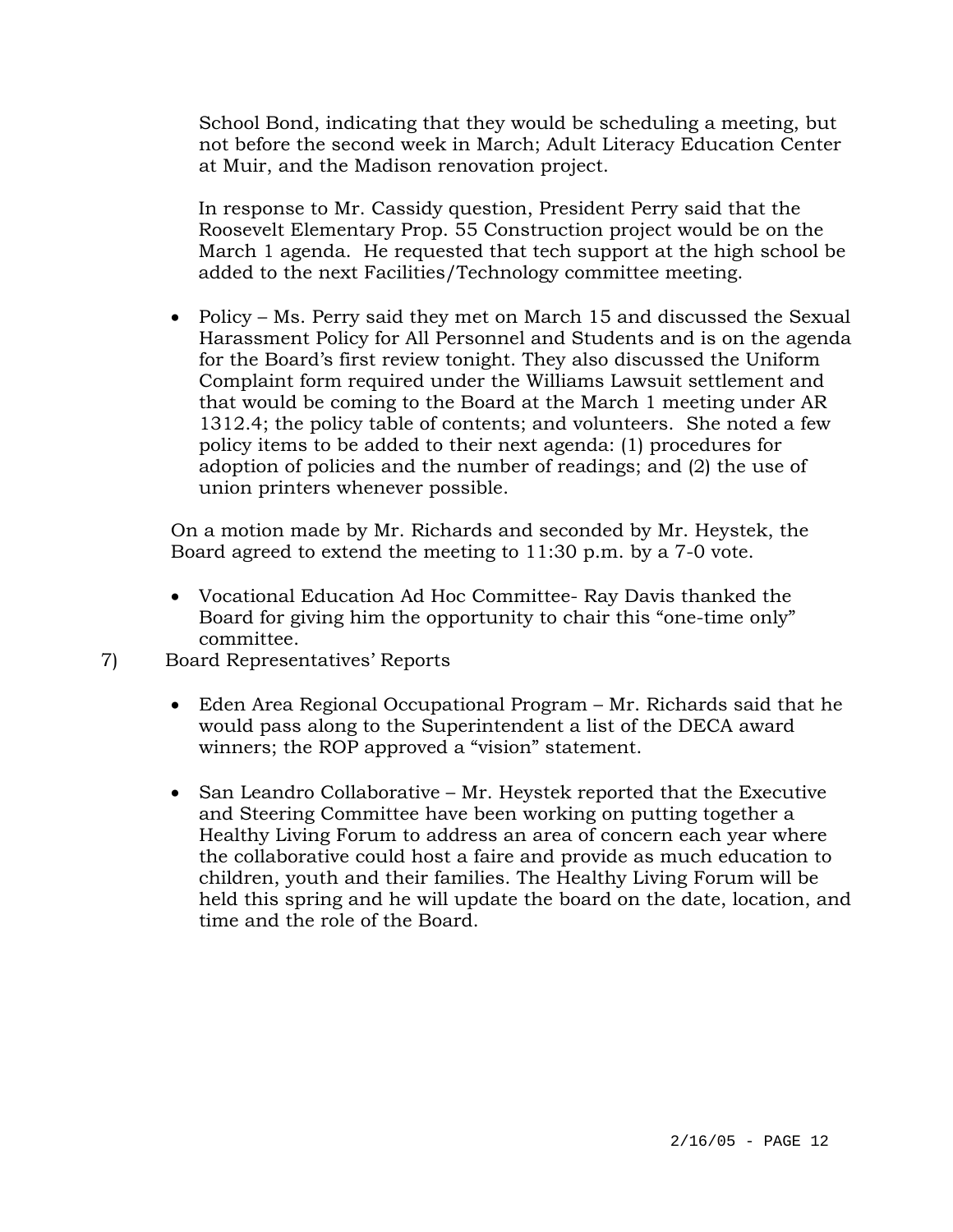School Bond, indicating that they would be scheduling a meeting, but not before the second week in March; Adult Literacy Education Center at Muir, and the Madison renovation project.

In response to Mr. Cassidy question, President Perry said that the Roosevelt Elementary Prop. 55 Construction project would be on the March 1 agenda. He requested that tech support at the high school be added to the next Facilities/Technology committee meeting.

- Policy – Ms. Perry said they met on March 15 and discussed the Sexual Harassment Policy for All Personnel and Students and is on the agenda for the Board's first review tonight. They also discussed the Uniform Complaint form required under the Williams Lawsuit settlement and that would be coming to the Board at the March 1 meeting under AR 1312.4; the policy table of contents; and volunteers. She noted a few policy items to be added to their next agenda: (1) procedures for adoption of policies and the number of readings; and (2) the use of union printers whenever possible.

On a motion made by Mr. Richards and seconded by Mr. Heystek, the Board agreed to extend the meeting to 11:30 p.m. by a 7-0 vote.

- Vocational Education Ad Hoc Committee- Ray Davis thanked the Board for giving him the opportunity to chair this "one-time only" committee.

7) Board Representatives' Reports

- Eden Area Regional Occupational Program – Mr. Richards said that he would pass along to the Superintendent a list of the DECA award winners; the ROP approved a "vision" statement.

- San Leandro Collaborative – Mr. Heystek reported that the Executive and Steering Committee have been working on putting together a Healthy Living Forum to address an area of concern each year where the collaborative could host a faire and provide as much education to children, youth and their families. The Healthy Living Forum will be held this spring and he will update the board on the date, location, and time and the role of the Board.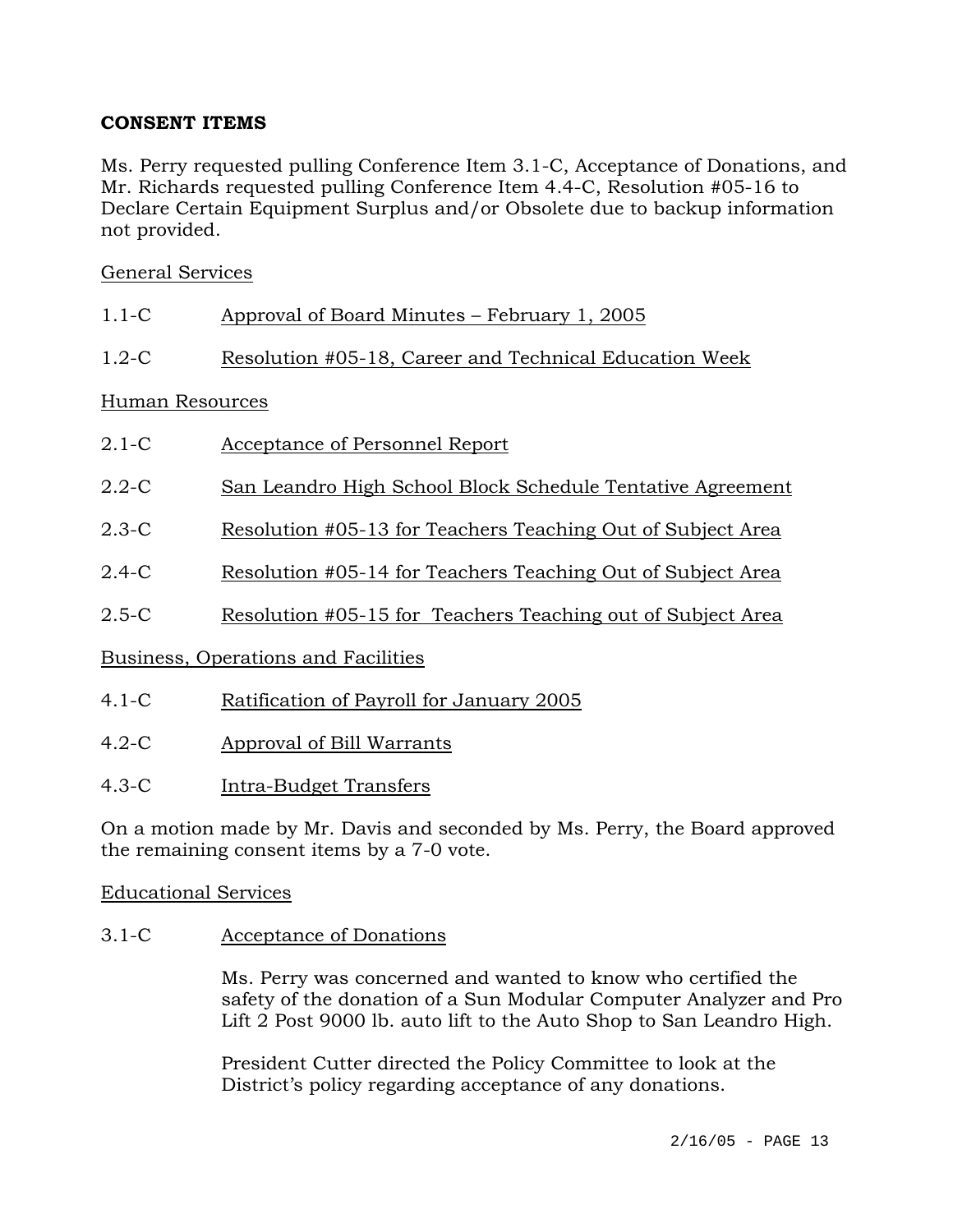**CONSENT ITEMS**

Ms. Perry requested pulling Conference Item 3.1-C, Acceptance of Donations, and Mr. Richards requested pulling Conference Item 4.4-C, Resolution #05-16 to Declare Certain Equipment Surplus and/or Obsolete due to backup information not provided.

General Services

1.1-C Approval of Board Minutes – February 1, 2005

1.2-C Resolution #05-18, Career and Technical Education Week

Human Resources

2.1-C Acceptance of Personnel Report

2.2-C San Leandro High School Block Schedule Tentative Agreement

2.3-C Resolution #05-13 for Teachers Teaching Out of Subject Area

2.4-C Resolution #05-14 for Teachers Teaching Out of Subject Area

2.5-C Resolution #05-15 for Teachers Teaching out of Subject Area

Business, Operations and Facilities

4.1-C Ratification of Payroll for January 2005

4.2-C Approval of Bill Warrants

4.3-C Intra-Budget Transfers

On a motion made by Mr. Davis and seconded by Ms. Perry, the Board approved the remaining consent items by a 7-0 vote.

Educational Services

3.1-C Acceptance of Donations

Ms. Perry was concerned and wanted to know who certified the safety of the donation of a Sun Modular Computer Analyzer and Pro Lift 2 Post 9000 lb. auto lift to the Auto Shop to San Leandro High.

President Cutter directed the Policy Committee to look at the District's policy regarding acceptance of any donations.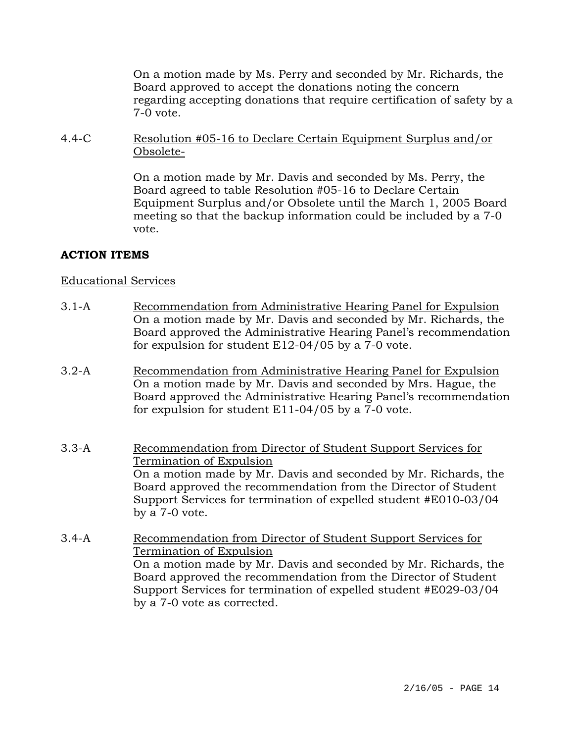On a motion made by Ms. Perry and seconded by Mr. Richards, the Board approved to accept the donations noting the concern regarding accepting donations that require certification of safety by a 7-0 vote.

4.4-C <u>Resolution #05-16 to Declare Certain Equipment Surplus and/or Obsolete-</u>

On a motion made by Mr. Davis and seconded by Ms. Perry, the Board agreed to table Resolution #05-16 to Declare Certain Equipment Surplus and/or Obsolete until the March 1, 2005 Board meeting so that the backup information could be included by a 7-0 vote.

**ACTION ITEMS**

<u>Educational Services</u>

3.1-A <u>Recommendation from Administrative Hearing Panel for Expulsion</u>
On a motion made by Mr. Davis and seconded by Mr. Richards, the Board approved the Administrative Hearing Panel's recommendation for expulsion for student E12-04/05 by a 7-0 vote.

3.2-A <u>Recommendation from Administrative Hearing Panel for Expulsion</u>
On a motion made by Mr. Davis and seconded by Mrs. Hague, the Board approved the Administrative Hearing Panel's recommendation for expulsion for student E11-04/05 by a 7-0 vote.

3.3-A <u>Recommendation from Director of Student Support Services for Termination of Expulsion</u>
On a motion made by Mr. Davis and seconded by Mr. Richards, the Board approved the recommendation from the Director of Student Support Services for termination of expelled student #E010-03/04 by a 7-0 vote.

3.4-A <u>Recommendation from Director of Student Support Services for Termination of Expulsion</u>
On a motion made by Mr. Davis and seconded by Mr. Richards, the Board approved the recommendation from the Director of Student Support Services for termination of expelled student #E029-03/04 by a 7-0 vote as corrected.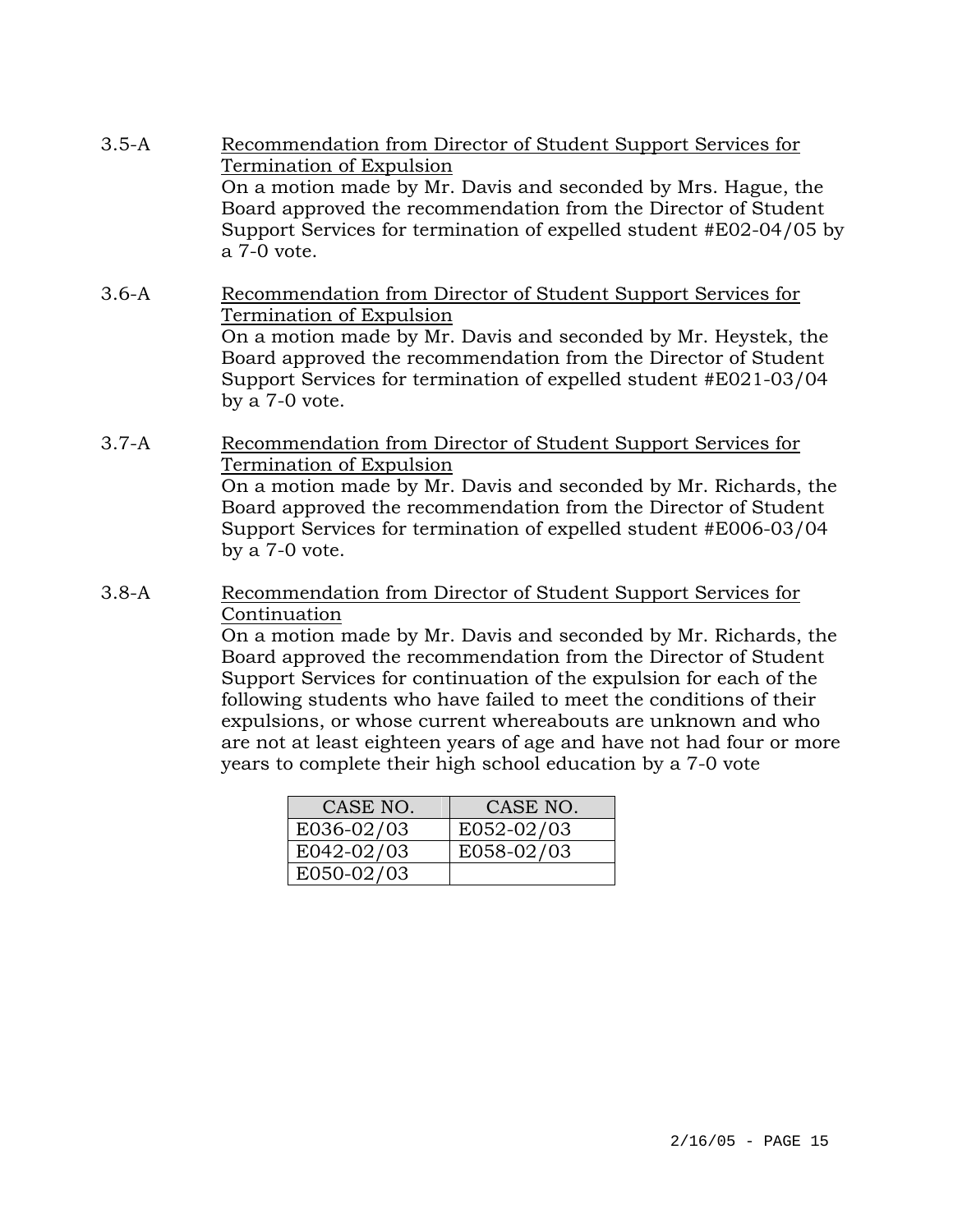3.5-A **Recommendation from Director of Student Support Services for Termination of Expulsion**

On a motion made by Mr. Davis and seconded by Mrs. Hague, the Board approved the recommendation from the Director of Student Support Services for termination of expelled student #E02-04/05 by a 7-0 vote.

3.6-A **Recommendation from Director of Student Support Services for Termination of Expulsion**

On a motion made by Mr. Davis and seconded by Mr. Heystek, the Board approved the recommendation from the Director of Student Support Services for termination of expelled student #E021-03/04 by a 7-0 vote.

3.7-A **Recommendation from Director of Student Support Services for Termination of Expulsion**

On a motion made by Mr. Davis and seconded by Mr. Richards, the Board approved the recommendation from the Director of Student Support Services for termination of expelled student #E006-03/04 by a 7-0 vote.

3.8-A **Recommendation from Director of Student Support Services for Continuation**

On a motion made by Mr. Davis and seconded by Mr. Richards, the Board approved the recommendation from the Director of Student Support Services for continuation of the expulsion for each of the following students who have failed to meet the conditions of their expulsions, or whose current whereabouts are unknown and who are not at least eighteen years of age and have not had four or more years to complete their high school education by a 7-0 vote

| CASE NO. | CASE NO. |
|---|---|
| E036-02/03 | E052-02/03 |
| E042-02/03 | E058-02/03 |
| E050-02/03 | |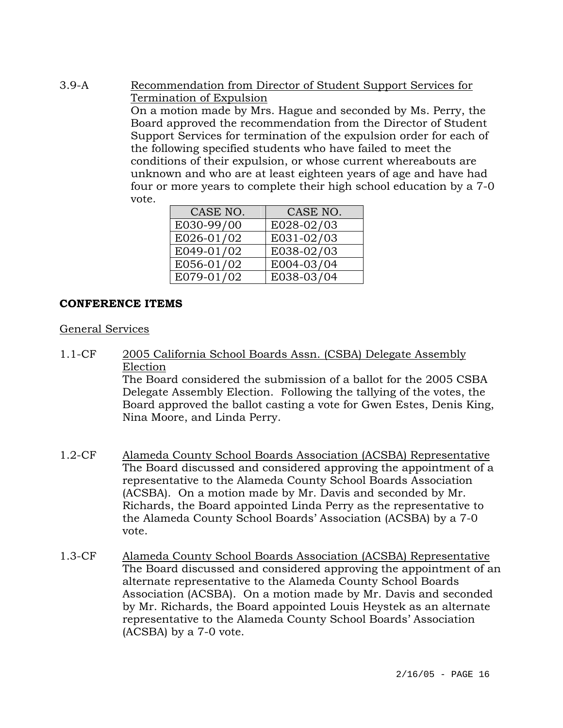3.9-A Recommendation from Director of Student Support Services for Termination of Expulsion

On a motion made by Mrs. Hague and seconded by Ms. Perry, the Board approved the recommendation from the Director of Student Support Services for termination of the expulsion order for each of the following specified students who have failed to meet the conditions of their expulsion, or whose current whereabouts are unknown and who are at least eighteen years of age and have had four or more years to complete their high school education by a 7-0 vote.

| CASE NO. | CASE NO. |
|---|---|
| E030-99/00 | E028-02/03 |
| E026-01/02 | E031-02/03 |
| E049-01/02 | E038-02/03 |
| E056-01/02 | E004-03/04 |
| E079-01/02 | E038-03/04 |

**CONFERENCE ITEMS**

General Services

1.1-CF 2005 California School Boards Assn. (CSBA) Delegate Assembly Election

The Board considered the submission of a ballot for the 2005 CSBA Delegate Assembly Election. Following the tallying of the votes, the Board approved the ballot casting a vote for Gwen Estes, Denis King, Nina Moore, and Linda Perry.

1.2-CF Alameda County School Boards Association (ACSBA) Representative

The Board discussed and considered approving the appointment of a representative to the Alameda County School Boards Association (ACSBA). On a motion made by Mr. Davis and seconded by Mr. Richards, the Board appointed Linda Perry as the representative to the Alameda County School Boards' Association (ACSBA) by a 7-0 vote.

1.3-CF Alameda County School Boards Association (ACSBA) Representative

The Board discussed and considered approving the appointment of an alternate representative to the Alameda County School Boards Association (ACSBA). On a motion made by Mr. Davis and seconded by Mr. Richards, the Board appointed Louis Heystek as an alternate representative to the Alameda County School Boards' Association (ACSBA) by a 7-0 vote.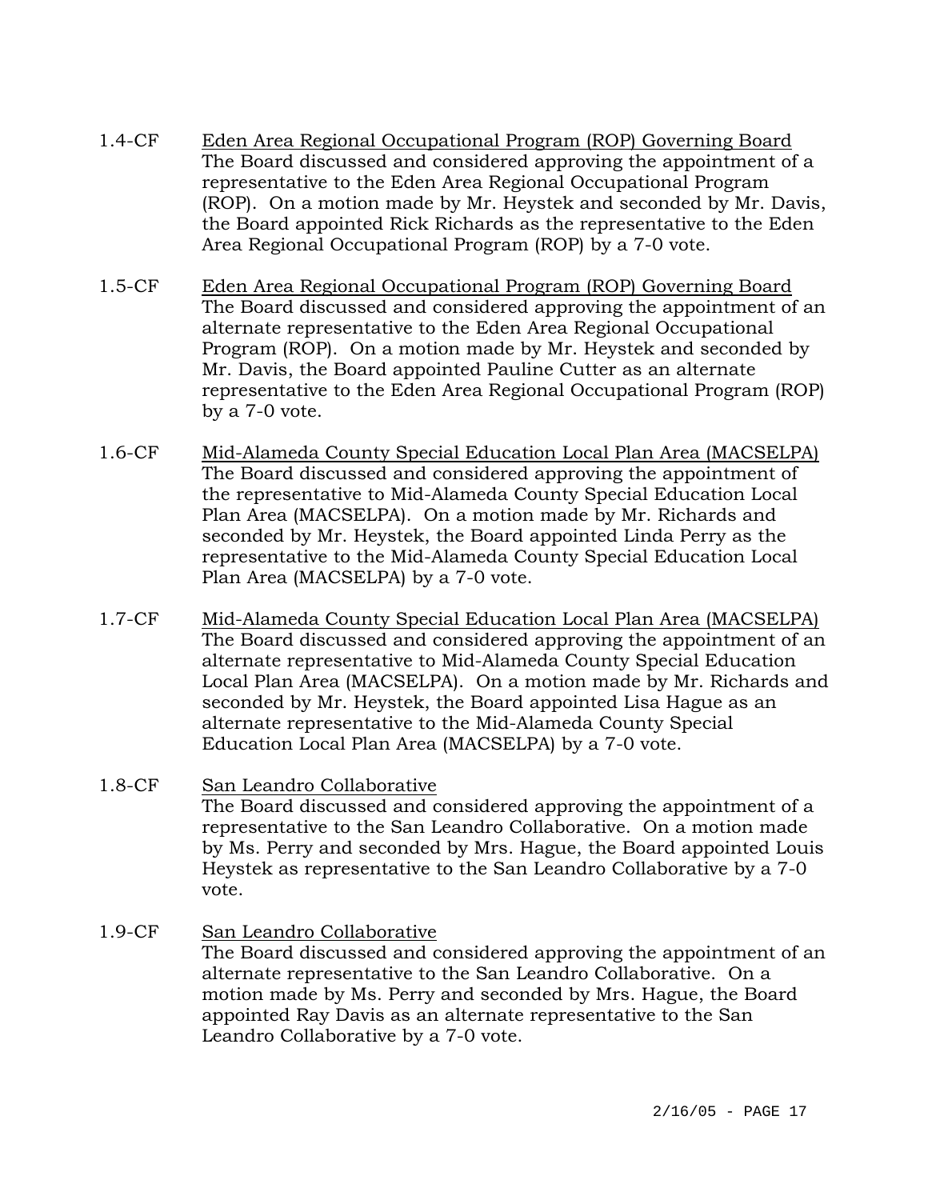1.4-CF Eden Area Regional Occupational Program (ROP) Governing Board
The Board discussed and considered approving the appointment of a representative to the Eden Area Regional Occupational Program (ROP). On a motion made by Mr. Heystek and seconded by Mr. Davis, the Board appointed Rick Richards as the representative to the Eden Area Regional Occupational Program (ROP) by a 7-0 vote.

1.5-CF Eden Area Regional Occupational Program (ROP) Governing Board
The Board discussed and considered approving the appointment of an alternate representative to the Eden Area Regional Occupational Program (ROP). On a motion made by Mr. Heystek and seconded by Mr. Davis, the Board appointed Pauline Cutter as an alternate representative to the Eden Area Regional Occupational Program (ROP) by a 7-0 vote.

1.6-CF Mid-Alameda County Special Education Local Plan Area (MACSELPA)
The Board discussed and considered approving the appointment of the representative to Mid-Alameda County Special Education Local Plan Area (MACSELPA). On a motion made by Mr. Richards and seconded by Mr. Heystek, the Board appointed Linda Perry as the representative to the Mid-Alameda County Special Education Local Plan Area (MACSELPA) by a 7-0 vote.

1.7-CF Mid-Alameda County Special Education Local Plan Area (MACSELPA)
The Board discussed and considered approving the appointment of an alternate representative to Mid-Alameda County Special Education Local Plan Area (MACSELPA). On a motion made by Mr. Richards and seconded by Mr. Heystek, the Board appointed Lisa Hague as an alternate representative to the Mid-Alameda County Special Education Local Plan Area (MACSELPA) by a 7-0 vote.

1.8-CF San Leandro Collaborative
The Board discussed and considered approving the appointment of a representative to the San Leandro Collaborative. On a motion made by Ms. Perry and seconded by Mrs. Hague, the Board appointed Louis Heystek as representative to the San Leandro Collaborative by a 7-0 vote.

1.9-CF San Leandro Collaborative
The Board discussed and considered approving the appointment of an alternate representative to the San Leandro Collaborative. On a motion made by Ms. Perry and seconded by Mrs. Hague, the Board appointed Ray Davis as an alternate representative to the San Leandro Collaborative by a 7-0 vote.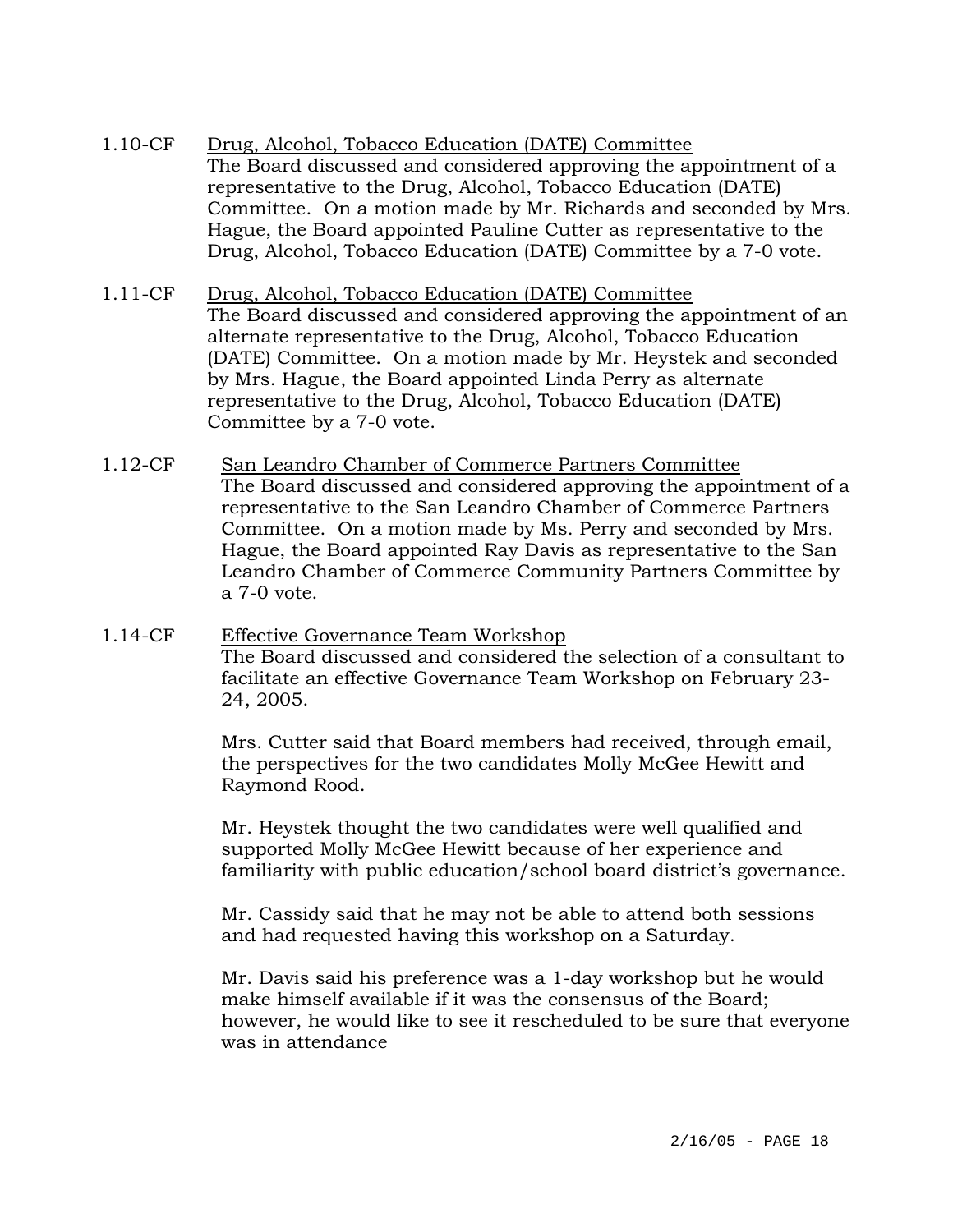1.10-CF Drug, Alcohol, Tobacco Education (DATE) Committee

The Board discussed and considered approving the appointment of a representative to the Drug, Alcohol, Tobacco Education (DATE) Committee. On a motion made by Mr. Richards and seconded by Mrs. Hague, the Board appointed Pauline Cutter as representative to the Drug, Alcohol, Tobacco Education (DATE) Committee by a 7-0 vote.

1.11-CF Drug, Alcohol, Tobacco Education (DATE) Committee

The Board discussed and considered approving the appointment of an alternate representative to the Drug, Alcohol, Tobacco Education (DATE) Committee. On a motion made by Mr. Heystek and seconded by Mrs. Hague, the Board appointed Linda Perry as alternate representative to the Drug, Alcohol, Tobacco Education (DATE) Committee by a 7-0 vote.

1.12-CF San Leandro Chamber of Commerce Partners Committee

The Board discussed and considered approving the appointment of a representative to the San Leandro Chamber of Commerce Partners Committee. On a motion made by Ms. Perry and seconded by Mrs. Hague, the Board appointed Ray Davis as representative to the San Leandro Chamber of Commerce Community Partners Committee by a 7-0 vote.

1.14-CF Effective Governance Team Workshop

The Board discussed and considered the selection of a consultant to facilitate an effective Governance Team Workshop on February 23-24, 2005.

Mrs. Cutter said that Board members had received, through email, the perspectives for the two candidates Molly McGee Hewitt and Raymond Rood.

Mr. Heystek thought the two candidates were well qualified and supported Molly McGee Hewitt because of her experience and familiarity with public education/school board district's governance.

Mr. Cassidy said that he may not be able to attend both sessions and had requested having this workshop on a Saturday.

Mr. Davis said his preference was a 1-day workshop but he would make himself available if it was the consensus of the Board; however, he would like to see it rescheduled to be sure that everyone was in attendance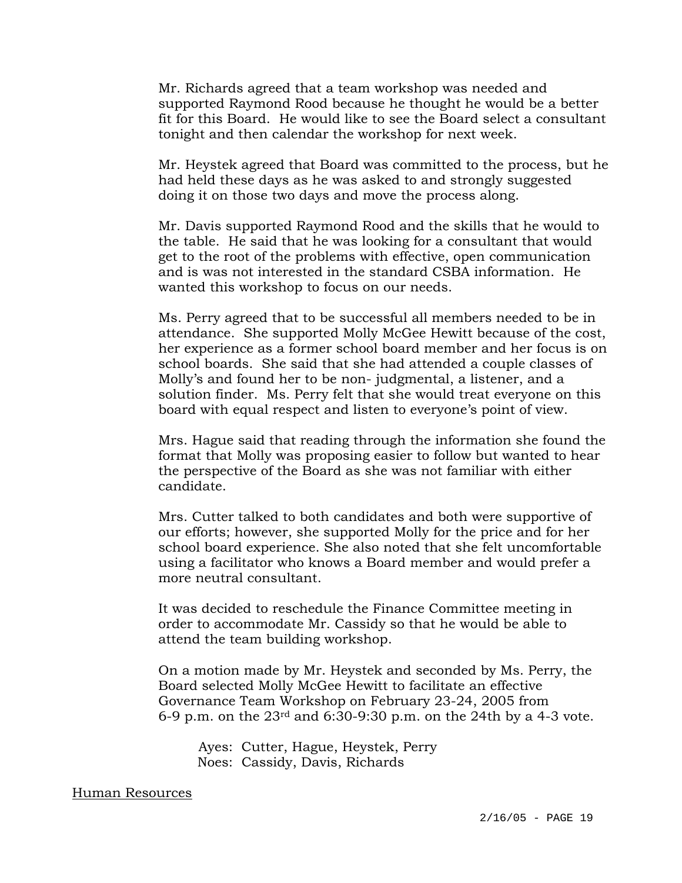Mr. Richards agreed that a team workshop was needed and supported Raymond Rood because he thought he would be a better fit for this Board. He would like to see the Board select a consultant tonight and then calendar the workshop for next week.

Mr. Heystek agreed that Board was committed to the process, but he had held these days as he was asked to and strongly suggested doing it on those two days and move the process along.

Mr. Davis supported Raymond Rood and the skills that he would to the table. He said that he was looking for a consultant that would get to the root of the problems with effective, open communication and is was not interested in the standard CSBA information. He wanted this workshop to focus on our needs.

Ms. Perry agreed that to be successful all members needed to be in attendance. She supported Molly McGee Hewitt because of the cost, her experience as a former school board member and her focus is on school boards. She said that she had attended a couple classes of Molly's and found her to be non- judgmental, a listener, and a solution finder. Ms. Perry felt that she would treat everyone on this board with equal respect and listen to everyone's point of view.

Mrs. Hague said that reading through the information she found the format that Molly was proposing easier to follow but wanted to hear the perspective of the Board as she was not familiar with either candidate.

Mrs. Cutter talked to both candidates and both were supportive of our efforts; however, she supported Molly for the price and for her school board experience. She also noted that she felt uncomfortable using a facilitator who knows a Board member and would prefer a more neutral consultant.

It was decided to reschedule the Finance Committee meeting in order to accommodate Mr. Cassidy so that he would be able to attend the team building workshop.

On a motion made by Mr. Heystek and seconded by Ms. Perry, the Board selected Molly McGee Hewitt to facilitate an effective Governance Team Workshop on February 23-24, 2005 from 6-9 p.m. on the 23rd and 6:30-9:30 p.m. on the 24th by a 4-3 vote.

Ayes: Cutter, Hague, Heystek, Perry
Noes: Cassidy, Davis, Richards

Human Resources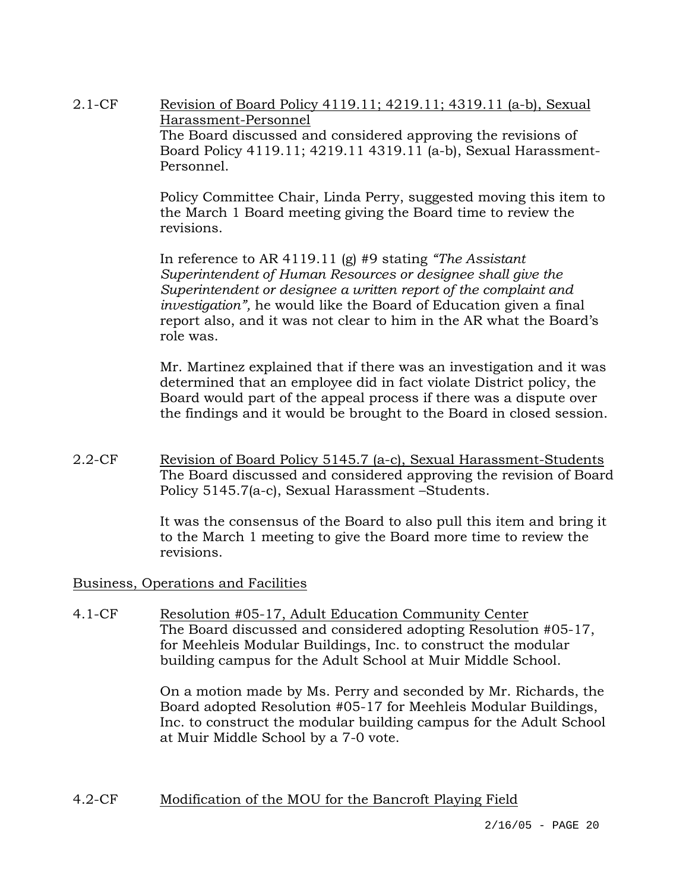2.1-CF Revision of Board Policy 4119.11; 4219.11; 4319.11 (a-b), Sexual Harassment-Personnel

The Board discussed and considered approving the revisions of Board Policy 4119.11; 4219.11 4319.11 (a-b), Sexual Harassment-Personnel.

Policy Committee Chair, Linda Perry, suggested moving this item to the March 1 Board meeting giving the Board time to review the revisions.

In reference to AR 4119.11 (g) #9 stating *"The Assistant Superintendent of Human Resources or designee shall give the Superintendent or designee a written report of the complaint and investigation",* he would like the Board of Education given a final report also, and it was not clear to him in the AR what the Board's role was.

Mr. Martinez explained that if there was an investigation and it was determined that an employee did in fact violate District policy, the Board would part of the appeal process if there was a dispute over the findings and it would be brought to the Board in closed session.

2.2-CF Revision of Board Policy 5145.7 (a-c), Sexual Harassment-Students

The Board discussed and considered approving the revision of Board Policy 5145.7(a-c), Sexual Harassment –Students.

It was the consensus of the Board to also pull this item and bring it to the March 1 meeting to give the Board more time to review the revisions.

Business, Operations and Facilities

4.1-CF Resolution #05-17, Adult Education Community Center

The Board discussed and considered adopting Resolution #05-17, for Meehleis Modular Buildings, Inc. to construct the modular building campus for the Adult School at Muir Middle School.

On a motion made by Ms. Perry and seconded by Mr. Richards, the Board adopted Resolution #05-17 for Meehleis Modular Buildings, Inc. to construct the modular building campus for the Adult School at Muir Middle School by a 7-0 vote.

4.2-CF Modification of the MOU for the Bancroft Playing Field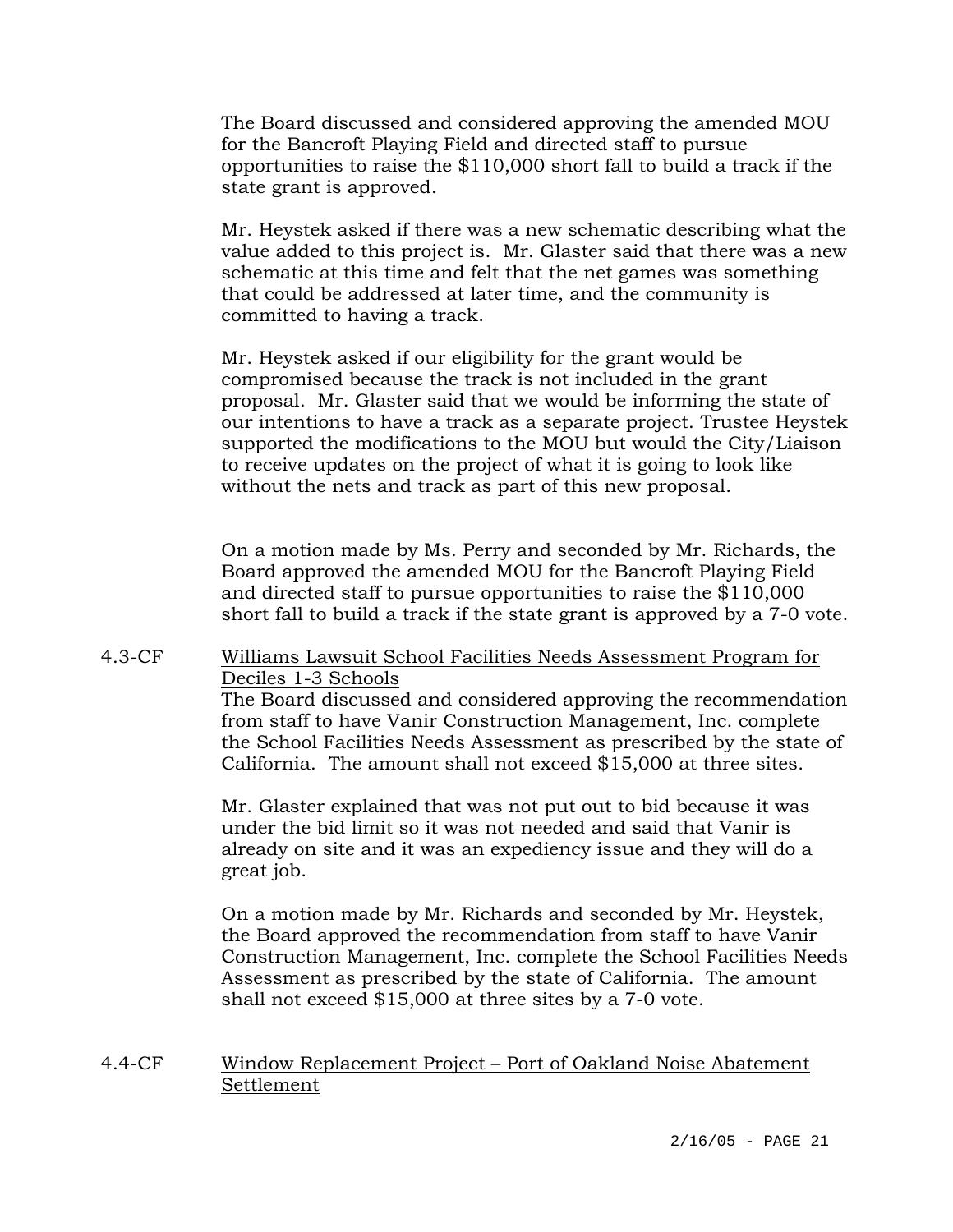The Board discussed and considered approving the amended MOU for the Bancroft Playing Field and directed staff to pursue opportunities to raise the $110,000 short fall to build a track if the state grant is approved.

Mr. Heystek asked if there was a new schematic describing what the value added to this project is. Mr. Glaster said that there was a new schematic at this time and felt that the net games was something that could be addressed at later time, and the community is committed to having a track.

Mr. Heystek asked if our eligibility for the grant would be compromised because the track is not included in the grant proposal. Mr. Glaster said that we would be informing the state of our intentions to have a track as a separate project. Trustee Heystek supported the modifications to the MOU but would the City/Liaison to receive updates on the project of what it is going to look like without the nets and track as part of this new proposal.

On a motion made by Ms. Perry and seconded by Mr. Richards, the Board approved the amended MOU for the Bancroft Playing Field and directed staff to pursue opportunities to raise the $110,000 short fall to build a track if the state grant is approved by a 7-0 vote.

4.3-CF <u>Williams Lawsuit School Facilities Needs Assessment Program for Deciles 1-3 Schools</u>

The Board discussed and considered approving the recommendation from staff to have Vanir Construction Management, Inc. complete the School Facilities Needs Assessment as prescribed by the state of California. The amount shall not exceed $15,000 at three sites.

Mr. Glaster explained that was not put out to bid because it was under the bid limit so it was not needed and said that Vanir is already on site and it was an expediency issue and they will do a great job.

On a motion made by Mr. Richards and seconded by Mr. Heystek, the Board approved the recommendation from staff to have Vanir Construction Management, Inc. complete the School Facilities Needs Assessment as prescribed by the state of California. The amount shall not exceed $15,000 at three sites by a 7-0 vote.

4.4-CF <u>Window Replacement Project – Port of Oakland Noise Abatement Settlement</u>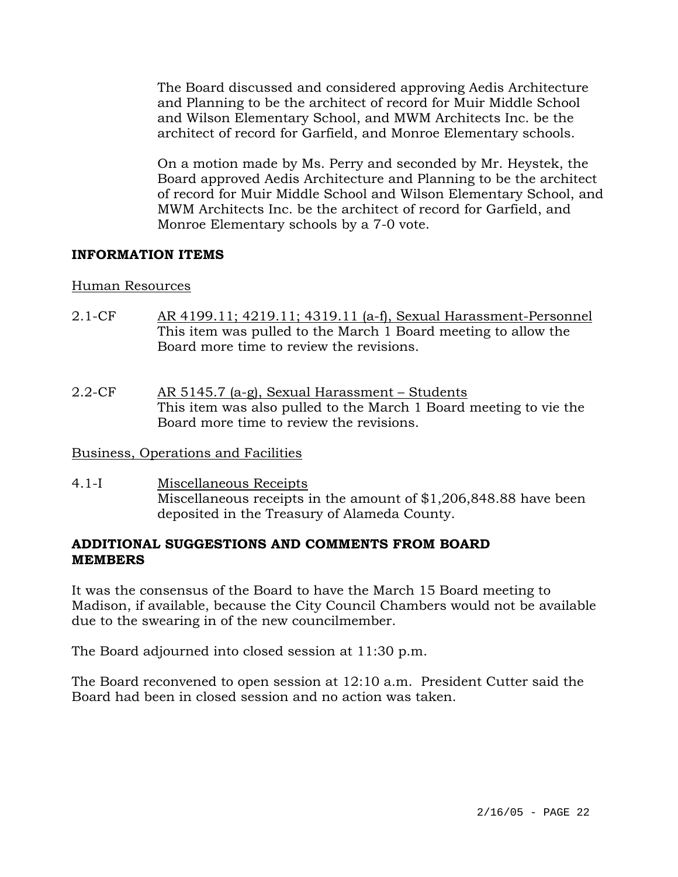The Board discussed and considered approving Aedis Architecture and Planning to be the architect of record for Muir Middle School and Wilson Elementary School, and MWM Architects Inc. be the architect of record for Garfield, and Monroe Elementary schools.

On a motion made by Ms. Perry and seconded by Mr. Heystek, the Board approved Aedis Architecture and Planning to be the architect of record for Muir Middle School and Wilson Elementary School, and MWM Architects Inc. be the architect of record for Garfield, and Monroe Elementary schools by a 7-0 vote.

**INFORMATION ITEMS**

Human Resources

2.1-CF AR 4199.11; 4219.11; 4319.11 (a-f), Sexual Harassment-Personnel
This item was pulled to the March 1 Board meeting to allow the Board more time to review the revisions.

2.2-CF AR 5145.7 (a-g), Sexual Harassment – Students
This item was also pulled to the March 1 Board meeting to vie the Board more time to review the revisions.

Business, Operations and Facilities

4.1-I Miscellaneous Receipts
Miscellaneous receipts in the amount of $1,206,848.88 have been deposited in the Treasury of Alameda County.

**ADDITIONAL SUGGESTIONS AND COMMENTS FROM BOARD MEMBERS**

It was the consensus of the Board to have the March 15 Board meeting to Madison, if available, because the City Council Chambers would not be available due to the swearing in of the new councilmember.

The Board adjourned into closed session at 11:30 p.m.

The Board reconvened to open session at 12:10 a.m. President Cutter said the Board had been in closed session and no action was taken.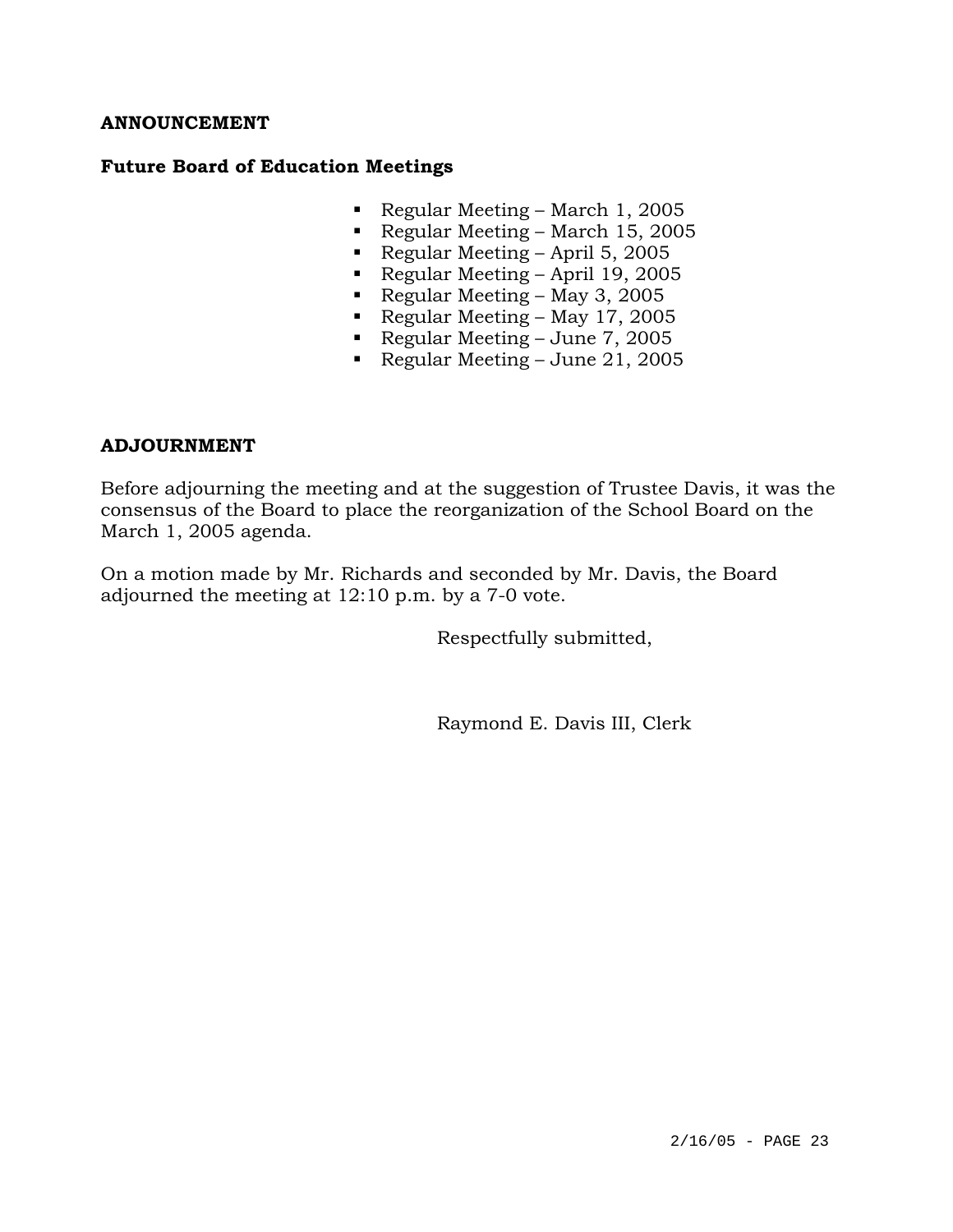**ANNOUNCEMENT**

**Future Board of Education Meetings**

- Regular Meeting – March 1, 2005
- Regular Meeting – March 15, 2005
- Regular Meeting – April 5, 2005
- Regular Meeting – April 19, 2005
- Regular Meeting – May 3, 2005
- Regular Meeting – May 17, 2005
- Regular Meeting – June 7, 2005
- Regular Meeting – June 21, 2005

**ADJOURNMENT**

Before adjourning the meeting and at the suggestion of Trustee Davis, it was the consensus of the Board to place the reorganization of the School Board on the March 1, 2005 agenda.

On a motion made by Mr. Richards and seconded by Mr. Davis, the Board adjourned the meeting at 12:10 p.m. by a 7-0 vote.

Respectfully submitted,

Raymond E. Davis III, Clerk